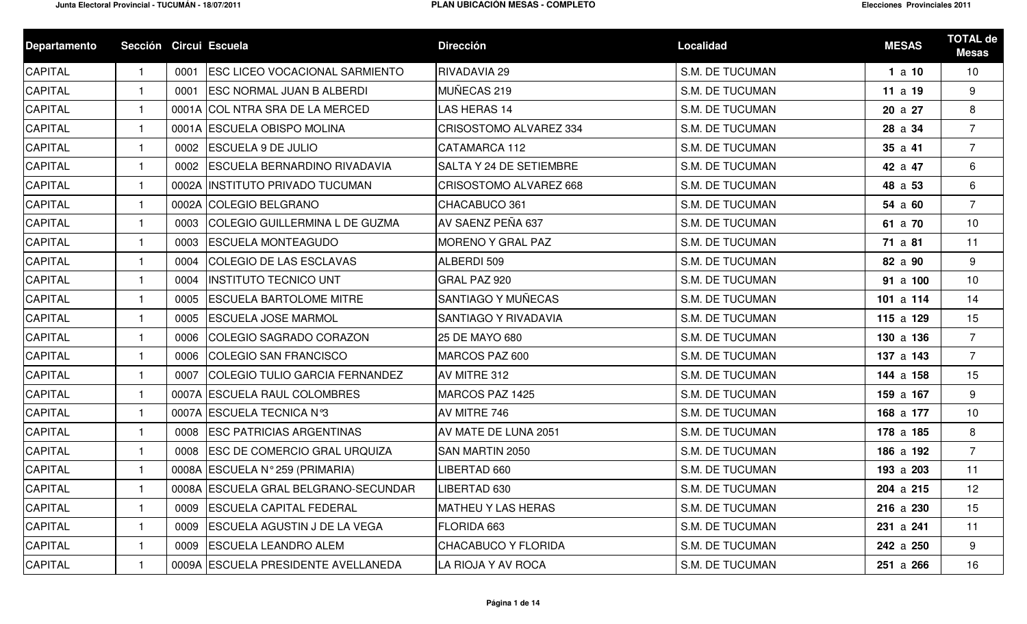| Departamento | Sección | Circui | Escuela | Dirección | Localidad | MESAS | TOTAL de Mesas |
|---|---|---|---|---|---|---|---|
| CAPITAL | 1 | 0001 | ESC LICEO VOCACIONAL SARMIENTO | RIVADAVIA 29 | S.M. DE TUCUMAN | **1** a **10** | 10 |
| CAPITAL | 1 | 0001 | ESC NORMAL JUAN B ALBERDI | MUÑECAS 219 | S.M. DE TUCUMAN | **11** a **19** | 9 |
| CAPITAL | 1 | 0001A | COL NTRA SRA DE LA MERCED | LAS HERAS 14 | S.M. DE TUCUMAN | **20** a **27** | 8 |
| CAPITAL | 1 | 0001A | ESCUELA OBISPO MOLINA | CRISOSTOMO ALVAREZ 334 | S.M. DE TUCUMAN | **28** a **34** | 7 |
| CAPITAL | 1 | 0002 | ESCUELA 9 DE JULIO | CATAMARCA 112 | S.M. DE TUCUMAN | **35** a **41** | 7 |
| CAPITAL | 1 | 0002 | ESCUELA BERNARDINO RIVADAVIA | SALTA Y 24 DE SETIEMBRE | S.M. DE TUCUMAN | **42** a **47** | 6 |
| CAPITAL | 1 | 0002A | INSTITUTO PRIVADO TUCUMAN | CRISOSTOMO ALVAREZ 668 | S.M. DE TUCUMAN | **48** a **53** | 6 |
| CAPITAL | 1 | 0002A | COLEGIO BELGRANO | CHACABUCO 361 | S.M. DE TUCUMAN | **54** a **60** | 7 |
| CAPITAL | 1 | 0003 | COLEGIO GUILLERMINA L DE GUZMA | AV SAENZ PEÑA 637 | S.M. DE TUCUMAN | **61** a **70** | 10 |
| CAPITAL | 1 | 0003 | ESCUELA MONTEAGUDO | MORENO Y GRAL PAZ | S.M. DE TUCUMAN | **71** a **81** | 11 |
| CAPITAL | 1 | 0004 | COLEGIO DE LAS ESCLAVAS | ALBERDI 509 | S.M. DE TUCUMAN | **82** a **90** | 9 |
| CAPITAL | 1 | 0004 | INSTITUTO TECNICO UNT | GRAL PAZ 920 | S.M. DE TUCUMAN | **91** a **100** | 10 |
| CAPITAL | 1 | 0005 | ESCUELA BARTOLOME MITRE | SANTIAGO Y MUÑECAS | S.M. DE TUCUMAN | **101** a **114** | 14 |
| CAPITAL | 1 | 0005 | ESCUELA JOSE MARMOL | SANTIAGO Y RIVADAVIA | S.M. DE TUCUMAN | **115** a **129** | 15 |
| CAPITAL | 1 | 0006 | COLEGIO SAGRADO CORAZON | 25 DE MAYO 680 | S.M. DE TUCUMAN | **130** a **136** | 7 |
| CAPITAL | 1 | 0006 | COLEGIO SAN FRANCISCO | MARCOS PAZ 600 | S.M. DE TUCUMAN | **137** a **143** | 7 |
| CAPITAL | 1 | 0007 | COLEGIO TULIO GARCIA FERNANDEZ | AV MITRE 312 | S.M. DE TUCUMAN | **144** a **158** | 15 |
| CAPITAL | 1 | 0007A | ESCUELA RAUL COLOMBRES | MARCOS PAZ 1425 | S.M. DE TUCUMAN | **159** a **167** | 9 |
| CAPITAL | 1 | 0007A | ESCUELA TECNICA N°3 | AV MITRE 746 | S.M. DE TUCUMAN | **168** a **177** | 10 |
| CAPITAL | 1 | 0008 | ESC PATRICIAS ARGENTINAS | AV MATE DE LUNA 2051 | S.M. DE TUCUMAN | **178** a **185** | 8 |
| CAPITAL | 1 | 0008 | ESC DE COMERCIO GRAL URQUIZA | SAN MARTIN 2050 | S.M. DE TUCUMAN | **186** a **192** | 7 |
| CAPITAL | 1 | 0008A | ESCUELA N° 259 (PRIMARIA) | LIBERTAD 660 | S.M. DE TUCUMAN | **193** a **203** | 11 |
| CAPITAL | 1 | 0008A | ESCUELA GRAL BELGRANO-SECUNDAR | LIBERTAD 630 | S.M. DE TUCUMAN | **204** a **215** | 12 |
| CAPITAL | 1 | 0009 | ESCUELA CAPITAL FEDERAL | MATHEU Y LAS HERAS | S.M. DE TUCUMAN | **216** a **230** | 15 |
| CAPITAL | 1 | 0009 | ESCUELA AGUSTIN J DE LA VEGA | FLORIDA 663 | S.M. DE TUCUMAN | **231** a **241** | 11 |
| CAPITAL | 1 | 0009 | ESCUELA LEANDRO ALEM | CHACABUCO Y FLORIDA | S.M. DE TUCUMAN | **242** a **250** | 9 |
| CAPITAL | 1 | 0009A | ESCUELA PRESIDENTE AVELLANEDA | LA RIOJA Y AV ROCA | S.M. DE TUCUMAN | **251** a **266** | 16 |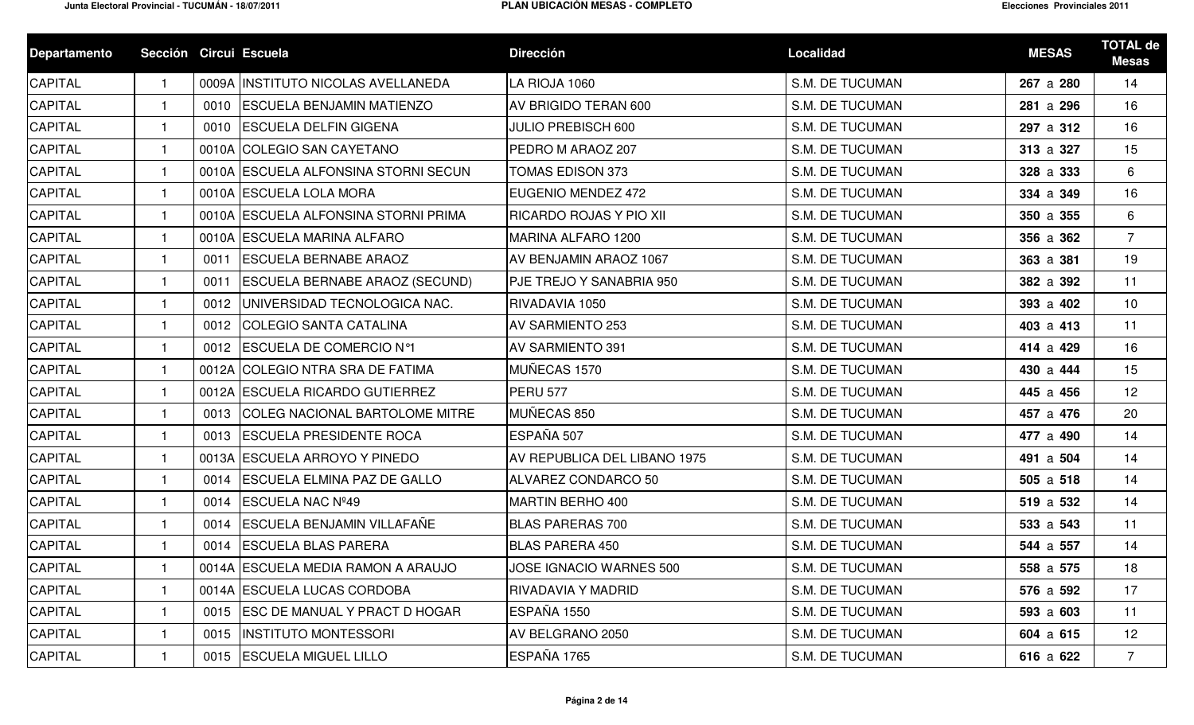| Departamento | Sección | Circui | Escuela | Dirección | Localidad | MESAS | TOTAL de Mesas |
|---|---|---|---|---|---|---|---|
| CAPITAL | 1 | 0009A | INSTITUTO NICOLAS AVELLANEDA | LA RIOJA 1060 | S.M. DE TUCUMAN | **267** a **280** | 14 |
| CAPITAL | 1 | 0010 | ESCUELA BENJAMIN MATIENZO | AV BRIGIDO TERAN 600 | S.M. DE TUCUMAN | **281** a **296** | 16 |
| CAPITAL | 1 | 0010 | ESCUELA DELFIN GIGENA | JULIO PREBISCH 600 | S.M. DE TUCUMAN | **297** a **312** | 16 |
| CAPITAL | 1 | 0010A | COLEGIO SAN CAYETANO | PEDRO M ARAOZ 207 | S.M. DE TUCUMAN | **313** a **327** | 15 |
| CAPITAL | 1 | 0010A | ESCUELA ALFONSINA STORNI SECUN | TOMAS EDISON 373 | S.M. DE TUCUMAN | **328** a **333** | 6 |
| CAPITAL | 1 | 0010A | ESCUELA LOLA MORA | EUGENIO MENDEZ 472 | S.M. DE TUCUMAN | **334** a **349** | 16 |
| CAPITAL | 1 | 0010A | ESCUELA ALFONSINA STORNI PRIMA | RICARDO ROJAS Y PIO XII | S.M. DE TUCUMAN | **350** a **355** | 6 |
| CAPITAL | 1 | 0010A | ESCUELA MARINA ALFARO | MARINA ALFARO 1200 | S.M. DE TUCUMAN | **356** a **362** | 7 |
| CAPITAL | 1 | 0011 | ESCUELA BERNABE ARAOZ | AV BENJAMIN ARAOZ 1067 | S.M. DE TUCUMAN | **363** a **381** | 19 |
| CAPITAL | 1 | 0011 | ESCUELA BERNABE ARAOZ (SECUND) | PJE TREJO Y SANABRIA 950 | S.M. DE TUCUMAN | **382** a **392** | 11 |
| CAPITAL | 1 | 0012 | UNIVERSIDAD TECNOLOGICA NAC. | RIVADAVIA 1050 | S.M. DE TUCUMAN | **393** a **402** | 10 |
| CAPITAL | 1 | 0012 | COLEGIO SANTA CATALINA | AV SARMIENTO 253 | S.M. DE TUCUMAN | **403** a **413** | 11 |
| CAPITAL | 1 | 0012 | ESCUELA DE COMERCIO N°1 | AV SARMIENTO 391 | S.M. DE TUCUMAN | **414** a **429** | 16 |
| CAPITAL | 1 | 0012A | COLEGIO NTRA SRA DE FATIMA | MUÑECAS 1570 | S.M. DE TUCUMAN | **430** a **444** | 15 |
| CAPITAL | 1 | 0012A | ESCUELA RICARDO GUTIERREZ | PERU 577 | S.M. DE TUCUMAN | **445** a **456** | 12 |
| CAPITAL | 1 | 0013 | COLEG NACIONAL BARTOLOME MITRE | MUÑECAS 850 | S.M. DE TUCUMAN | **457** a **476** | 20 |
| CAPITAL | 1 | 0013 | ESCUELA PRESIDENTE ROCA | ESPAÑA 507 | S.M. DE TUCUMAN | **477** a **490** | 14 |
| CAPITAL | 1 | 0013A | ESCUELA ARROYO Y PINEDO | AV REPUBLICA DEL LIBANO 1975 | S.M. DE TUCUMAN | **491** a **504** | 14 |
| CAPITAL | 1 | 0014 | ESCUELA ELMINA PAZ DE GALLO | ALVAREZ CONDARCO 50 | S.M. DE TUCUMAN | **505** a **518** | 14 |
| CAPITAL | 1 | 0014 | ESCUELA NAC Nº49 | MARTIN BERHO 400 | S.M. DE TUCUMAN | **519** a **532** | 14 |
| CAPITAL | 1 | 0014 | ESCUELA BENJAMIN VILLAFAÑE | BLAS PARERAS 700 | S.M. DE TUCUMAN | **533** a **543** | 11 |
| CAPITAL | 1 | 0014 | ESCUELA BLAS PARERA | BLAS PARERA 450 | S.M. DE TUCUMAN | **544** a **557** | 14 |
| CAPITAL | 1 | 0014A | ESCUELA MEDIA RAMON A ARAUJO | JOSE IGNACIO WARNES 500 | S.M. DE TUCUMAN | **558** a **575** | 18 |
| CAPITAL | 1 | 0014A | ESCUELA LUCAS CORDOBA | RIVADAVIA Y MADRID | S.M. DE TUCUMAN | **576** a **592** | 17 |
| CAPITAL | 1 | 0015 | ESC DE MANUAL Y PRACT D HOGAR | ESPAÑA 1550 | S.M. DE TUCUMAN | **593** a **603** | 11 |
| CAPITAL | 1 | 0015 | INSTITUTO MONTESSORI | AV BELGRANO 2050 | S.M. DE TUCUMAN | **604** a **615** | 12 |
| CAPITAL | 1 | 0015 | ESCUELA MIGUEL LILLO | ESPAÑA 1765 | S.M. DE TUCUMAN | **616** a **622** | 7 |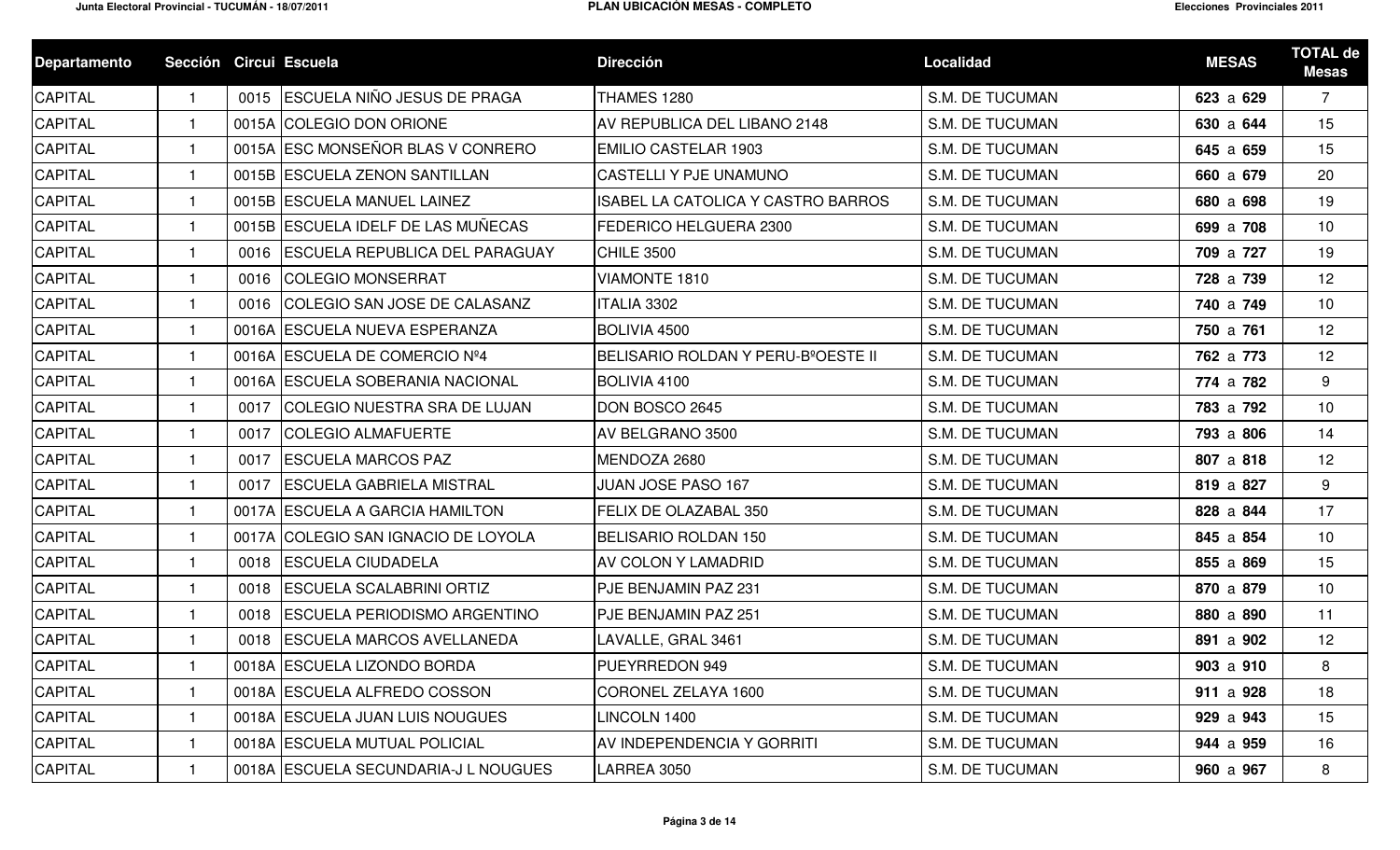| Departamento | Sección | Circui | Escuela | Dirección | Localidad | MESAS | TOTAL de Mesas |
|---|---|---|---|---|---|---|---|
| CAPITAL | 1 | 0015 | ESCUELA NIÑO JESUS DE PRAGA | THAMES 1280 | S.M. DE TUCUMAN | **623** a **629** | 7 |
| CAPITAL | 1 | 0015A | COLEGIO DON ORIONE | AV REPUBLICA DEL LIBANO 2148 | S.M. DE TUCUMAN | **630** a **644** | 15 |
| CAPITAL | 1 | 0015A | ESC MONSEÑOR BLAS V CONRERO | EMILIO CASTELAR 1903 | S.M. DE TUCUMAN | **645** a **659** | 15 |
| CAPITAL | 1 | 0015B | ESCUELA ZENON SANTILLAN | CASTELLI Y PJE UNAMUNO | S.M. DE TUCUMAN | **660** a **679** | 20 |
| CAPITAL | 1 | 0015B | ESCUELA MANUEL LAINEZ | ISABEL LA CATOLICA Y CASTRO BARROS | S.M. DE TUCUMAN | **680** a **698** | 19 |
| CAPITAL | 1 | 0015B | ESCUELA IDELF DE LAS MUÑECAS | FEDERICO HELGUERA 2300 | S.M. DE TUCUMAN | **699** a **708** | 10 |
| CAPITAL | 1 | 0016 | ESCUELA REPUBLICA DEL PARAGUAY | CHILE 3500 | S.M. DE TUCUMAN | **709** a **727** | 19 |
| CAPITAL | 1 | 0016 | COLEGIO MONSERRAT | VIAMONTE 1810 | S.M. DE TUCUMAN | **728** a **739** | 12 |
| CAPITAL | 1 | 0016 | COLEGIO SAN JOSE DE CALASANZ | ITALIA 3302 | S.M. DE TUCUMAN | **740** a **749** | 10 |
| CAPITAL | 1 | 0016A | ESCUELA NUEVA ESPERANZA | BOLIVIA 4500 | S.M. DE TUCUMAN | **750** a **761** | 12 |
| CAPITAL | 1 | 0016A | ESCUELA DE COMERCIO Nº4 | BELISARIO ROLDAN Y PERU-BºOESTE II | S.M. DE TUCUMAN | **762** a **773** | 12 |
| CAPITAL | 1 | 0016A | ESCUELA SOBERANIA NACIONAL | BOLIVIA 4100 | S.M. DE TUCUMAN | **774** a **782** | 9 |
| CAPITAL | 1 | 0017 | COLEGIO NUESTRA SRA DE LUJAN | DON BOSCO 2645 | S.M. DE TUCUMAN | **783** a **792** | 10 |
| CAPITAL | 1 | 0017 | COLEGIO ALMAFUERTE | AV BELGRANO 3500 | S.M. DE TUCUMAN | **793** a **806** | 14 |
| CAPITAL | 1 | 0017 | ESCUELA MARCOS PAZ | MENDOZA 2680 | S.M. DE TUCUMAN | **807** a **818** | 12 |
| CAPITAL | 1 | 0017 | ESCUELA GABRIELA MISTRAL | JUAN JOSE PASO 167 | S.M. DE TUCUMAN | **819** a **827** | 9 |
| CAPITAL | 1 | 0017A | ESCUELA A GARCIA HAMILTON | FELIX DE OLAZABAL 350 | S.M. DE TUCUMAN | **828** a **844** | 17 |
| CAPITAL | 1 | 0017A | COLEGIO SAN IGNACIO DE LOYOLA | BELISARIO ROLDAN 150 | S.M. DE TUCUMAN | **845** a **854** | 10 |
| CAPITAL | 1 | 0018 | ESCUELA CIUDADELA | AV COLON Y LAMADRID | S.M. DE TUCUMAN | **855** a **869** | 15 |
| CAPITAL | 1 | 0018 | ESCUELA SCALABRINI ORTIZ | PJE BENJAMIN PAZ 231 | S.M. DE TUCUMAN | **870** a **879** | 10 |
| CAPITAL | 1 | 0018 | ESCUELA PERIODISMO ARGENTINO | PJE BENJAMIN PAZ 251 | S.M. DE TUCUMAN | **880** a **890** | 11 |
| CAPITAL | 1 | 0018 | ESCUELA MARCOS AVELLANEDA | LAVALLE, GRAL 3461 | S.M. DE TUCUMAN | **891** a **902** | 12 |
| CAPITAL | 1 | 0018A | ESCUELA LIZONDO BORDA | PUEYRREDON 949 | S.M. DE TUCUMAN | **903** a **910** | 8 |
| CAPITAL | 1 | 0018A | ESCUELA ALFREDO COSSON | CORONEL ZELAYA 1600 | S.M. DE TUCUMAN | **911** a **928** | 18 |
| CAPITAL | 1 | 0018A | ESCUELA JUAN LUIS NOUGUES | LINCOLN 1400 | S.M. DE TUCUMAN | **929** a **943** | 15 |
| CAPITAL | 1 | 0018A | ESCUELA MUTUAL POLICIAL | AV INDEPENDENCIA Y GORRITI | S.M. DE TUCUMAN | **944** a **959** | 16 |
| CAPITAL | 1 | 0018A | ESCUELA SECUNDARIA-J L NOUGUES | LARREA 3050 | S.M. DE TUCUMAN | **960** a **967** | 8 |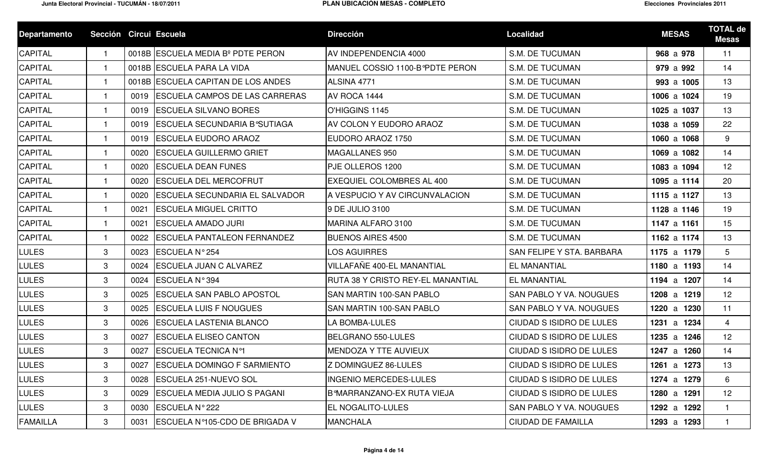| Departamento | Sección | Circui | Escuela | Dirección | Localidad | MESAS | TOTAL de Mesas |
|---|---|---|---|---|---|---|---|
| CAPITAL | 1 | 0018B | ESCUELA MEDIA Bº PDTE PERON | AV INDEPENDENCIA 4000 | S.M. DE TUCUMAN | **968** a **978** | 11 |
| CAPITAL | 1 | 0018B | ESCUELA PARA LA VIDA | MANUEL COSSIO 1100-B°PDTE PERON | S.M. DE TUCUMAN | **979** a **992** | 14 |
| CAPITAL | 1 | 0018B | ESCUELA CAPITAN DE LOS ANDES | ALSINA 4771 | S.M. DE TUCUMAN | **993** a **1005** | 13 |
| CAPITAL | 1 | 0019 | ESCUELA CAMPOS DE LAS CARRERAS | AV ROCA 1444 | S.M. DE TUCUMAN | **1006** a **1024** | 19 |
| CAPITAL | 1 | 0019 | ESCUELA SILVANO BORES | O'HIGGINS 1145 | S.M. DE TUCUMAN | **1025** a **1037** | 13 |
| CAPITAL | 1 | 0019 | ESCUELA SECUNDARIA B°SUTIAGA | AV COLON Y EUDORO ARAOZ | S.M. DE TUCUMAN | **1038** a **1059** | 22 |
| CAPITAL | 1 | 0019 | ESCUELA EUDORO ARAOZ | EUDORO ARAOZ 1750 | S.M. DE TUCUMAN | **1060** a **1068** | 9 |
| CAPITAL | 1 | 0020 | ESCUELA GUILLERMO GRIET | MAGALLANES 950 | S.M. DE TUCUMAN | **1069** a **1082** | 14 |
| CAPITAL | 1 | 0020 | ESCUELA DEAN FUNES | PJE OLLEROS 1200 | S.M. DE TUCUMAN | **1083** a **1094** | 12 |
| CAPITAL | 1 | 0020 | ESCUELA DEL MERCOFRUT | EXEQUIEL COLOMBRES AL 400 | S.M. DE TUCUMAN | **1095** a **1114** | 20 |
| CAPITAL | 1 | 0020 | ESCUELA SECUNDARIA EL SALVADOR | A VESPUCIO Y AV CIRCUNVALACION | S.M. DE TUCUMAN | **1115** a **1127** | 13 |
| CAPITAL | 1 | 0021 | ESCUELA MIGUEL CRITTO | 9 DE JULIO 3100 | S.M. DE TUCUMAN | **1128** a **1146** | 19 |
| CAPITAL | 1 | 0021 | ESCUELA AMADO JURI | MARINA ALFARO 3100 | S.M. DE TUCUMAN | **1147** a **1161** | 15 |
| CAPITAL | 1 | 0022 | ESCUELA PANTALEON FERNANDEZ | BUENOS AIRES 4500 | S.M. DE TUCUMAN | **1162** a **1174** | 13 |
| LULES | 3 | 0023 | ESCUELA N° 254 | LOS AGUIRRES | SAN FELIPE Y STA. BARBARA | **1175** a **1179** | 5 |
| LULES | 3 | 0024 | ESCUELA JUAN C ALVAREZ | VILLAFAÑE 400-EL MANANTIAL | EL MANANTIAL | **1180** a **1193** | 14 |
| LULES | 3 | 0024 | ESCUELA N° 394 | RUTA 38 Y CRISTO REY-EL MANANTIAL | EL MANANTIAL | **1194** a **1207** | 14 |
| LULES | 3 | 0025 | ESCUELA SAN PABLO APOSTOL | SAN MARTIN 100-SAN PABLO | SAN PABLO Y VA. NOUGUES | **1208** a **1219** | 12 |
| LULES | 3 | 0025 | ESCUELA LUIS F NOUGUES | SAN MARTIN 100-SAN PABLO | SAN PABLO Y VA. NOUGUES | **1220** a **1230** | 11 |
| LULES | 3 | 0026 | ESCUELA LASTENIA BLANCO | LA BOMBA-LULES | CIUDAD S ISIDRO DE LULES | **1231** a **1234** | 4 |
| LULES | 3 | 0027 | ESCUELA ELISEO CANTON | BELGRANO 550-LULES | CIUDAD S ISIDRO DE LULES | **1235** a **1246** | 12 |
| LULES | 3 | 0027 | ESCUELA TECNICA N°1 | MENDOZA Y TTE AUVIEUX | CIUDAD S ISIDRO DE LULES | **1247** a **1260** | 14 |
| LULES | 3 | 0027 | ESCUELA DOMINGO F SARMIENTO | Z DOMINGUEZ 86-LULES | CIUDAD S ISIDRO DE LULES | **1261** a **1273** | 13 |
| LULES | 3 | 0028 | ESCUELA 251-NUEVO SOL | INGENIO MERCEDES-LULES | CIUDAD S ISIDRO DE LULES | **1274** a **1279** | 6 |
| LULES | 3 | 0029 | ESCUELA MEDIA JULIO S PAGANI | B°MARRANZANO-EX RUTA VIEJA | CIUDAD S ISIDRO DE LULES | **1280** a **1291** | 12 |
| LULES | 3 | 0030 | ESCUELA N° 222 | EL NOGALITO-LULES | SAN PABLO Y VA. NOUGUES | **1292** a **1292** | 1 |
| FAMAILLA | 3 | 0031 | ESCUELA N°105-CDO DE BRIGADA V | MANCHALA | CIUDAD DE FAMAILLA | **1293** a **1293** | 1 |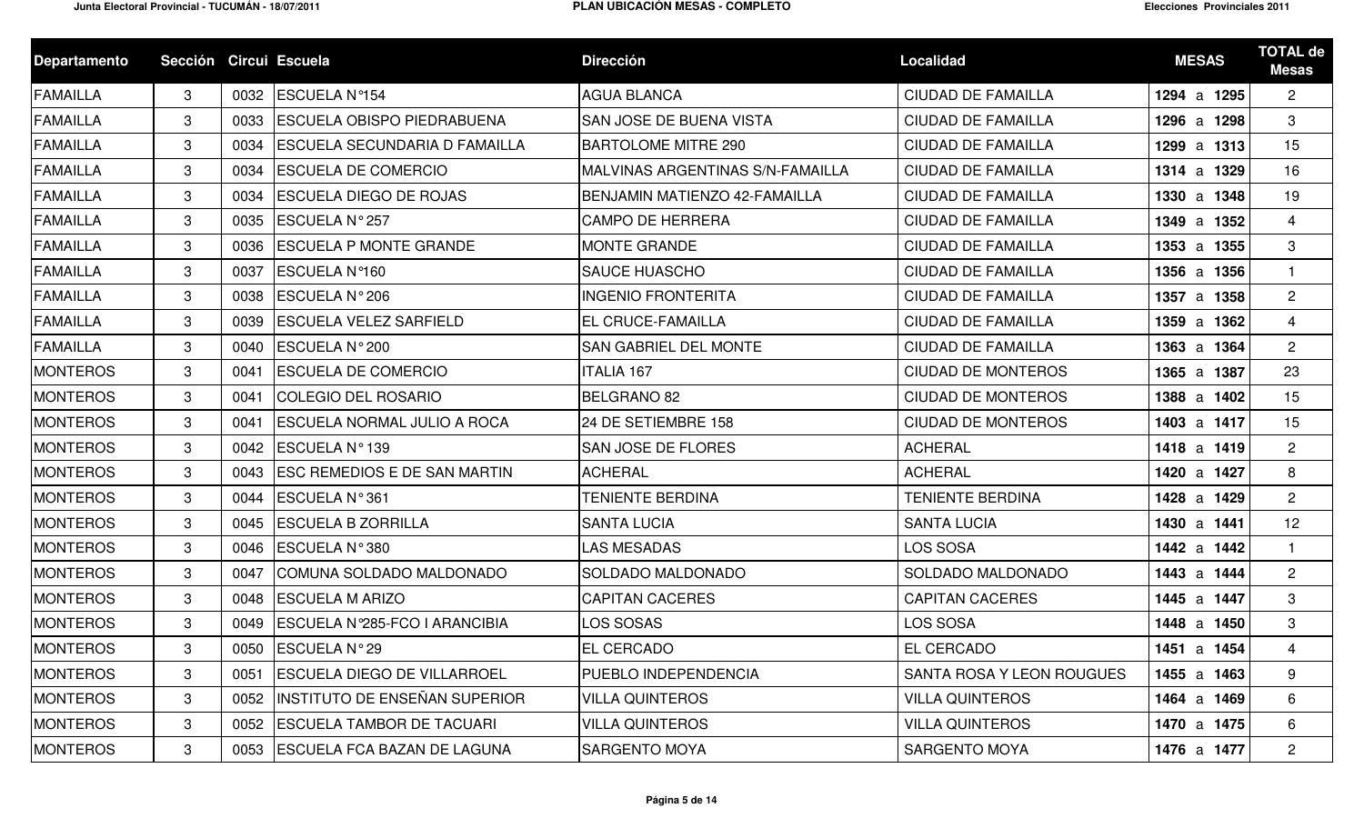| Departamento | Sección | Circui | Escuela | Dirección | Localidad | MESAS | TOTAL de Mesas |
|---|---|---|---|---|---|---|---|
| FAMAILLA | 3 | 0032 | ESCUELA N°154 | AGUA BLANCA | CIUDAD DE FAMAILLA | **1294** a **1295** | 2 |
| FAMAILLA | 3 | 0033 | ESCUELA OBISPO PIEDRABUENA | SAN JOSE DE BUENA VISTA | CIUDAD DE FAMAILLA | **1296** a **1298** | 3 |
| FAMAILLA | 3 | 0034 | ESCUELA SECUNDARIA D FAMAILLA | BARTOLOME MITRE 290 | CIUDAD DE FAMAILLA | **1299** a **1313** | 15 |
| FAMAILLA | 3 | 0034 | ESCUELA DE COMERCIO | MALVINAS ARGENTINAS S/N-FAMAILLA | CIUDAD DE FAMAILLA | **1314** a **1329** | 16 |
| FAMAILLA | 3 | 0034 | ESCUELA DIEGO DE ROJAS | BENJAMIN MATIENZO 42-FAMAILLA | CIUDAD DE FAMAILLA | **1330** a **1348** | 19 |
| FAMAILLA | 3 | 0035 | ESCUELA N° 257 | CAMPO DE HERRERA | CIUDAD DE FAMAILLA | **1349** a **1352** | 4 |
| FAMAILLA | 3 | 0036 | ESCUELA P MONTE GRANDE | MONTE GRANDE | CIUDAD DE FAMAILLA | **1353** a **1355** | 3 |
| FAMAILLA | 3 | 0037 | ESCUELA N°160 | SAUCE HUASCHO | CIUDAD DE FAMAILLA | **1356** a **1356** | 1 |
| FAMAILLA | 3 | 0038 | ESCUELA N° 206 | INGENIO FRONTERITA | CIUDAD DE FAMAILLA | **1357** a **1358** | 2 |
| FAMAILLA | 3 | 0039 | ESCUELA VELEZ SARFIELD | EL CRUCE-FAMAILLA | CIUDAD DE FAMAILLA | **1359** a **1362** | 4 |
| FAMAILLA | 3 | 0040 | ESCUELA N° 200 | SAN GABRIEL DEL MONTE | CIUDAD DE FAMAILLA | **1363** a **1364** | 2 |
| MONTEROS | 3 | 0041 | ESCUELA DE COMERCIO | ITALIA 167 | CIUDAD DE MONTEROS | **1365** a **1387** | 23 |
| MONTEROS | 3 | 0041 | COLEGIO DEL ROSARIO | BELGRANO 82 | CIUDAD DE MONTEROS | **1388** a **1402** | 15 |
| MONTEROS | 3 | 0041 | ESCUELA NORMAL JULIO A ROCA | 24 DE SETIEMBRE 158 | CIUDAD DE MONTEROS | **1403** a **1417** | 15 |
| MONTEROS | 3 | 0042 | ESCUELA N° 139 | SAN JOSE DE FLORES | ACHERAL | **1418** a **1419** | 2 |
| MONTEROS | 3 | 0043 | ESC REMEDIOS E DE SAN MARTIN | ACHERAL | ACHERAL | **1420** a **1427** | 8 |
| MONTEROS | 3 | 0044 | ESCUELA N° 361 | TENIENTE BERDINA | TENIENTE BERDINA | **1428** a **1429** | 2 |
| MONTEROS | 3 | 0045 | ESCUELA B ZORRILLA | SANTA LUCIA | SANTA LUCIA | **1430** a **1441** | 12 |
| MONTEROS | 3 | 0046 | ESCUELA N° 380 | LAS MESADAS | LOS SOSA | **1442** a **1442** | 1 |
| MONTEROS | 3 | 0047 | COMUNA SOLDADO MALDONADO | SOLDADO MALDONADO | SOLDADO MALDONADO | **1443** a **1444** | 2 |
| MONTEROS | 3 | 0048 | ESCUELA M ARIZO | CAPITAN CACERES | CAPITAN CACERES | **1445** a **1447** | 3 |
| MONTEROS | 3 | 0049 | ESCUELA N°285-FCO I ARANCIBIA | LOS SOSAS | LOS SOSA | **1448** a **1450** | 3 |
| MONTEROS | 3 | 0050 | ESCUELA N° 29 | EL CERCADO | EL CERCADO | **1451** a **1454** | 4 |
| MONTEROS | 3 | 0051 | ESCUELA DIEGO DE VILLARROEL | PUEBLO INDEPENDENCIA | SANTA ROSA Y LEON ROUGUES | **1455** a **1463** | 9 |
| MONTEROS | 3 | 0052 | INSTITUTO DE ENSEÑAN SUPERIOR | VILLA QUINTEROS | VILLA QUINTEROS | **1464** a **1469** | 6 |
| MONTEROS | 3 | 0052 | ESCUELA TAMBOR DE TACUARI | VILLA QUINTEROS | VILLA QUINTEROS | **1470** a **1475** | 6 |
| MONTEROS | 3 | 0053 | ESCUELA FCA BAZAN DE LAGUNA | SARGENTO MOYA | SARGENTO MOYA | **1476** a **1477** | 2 |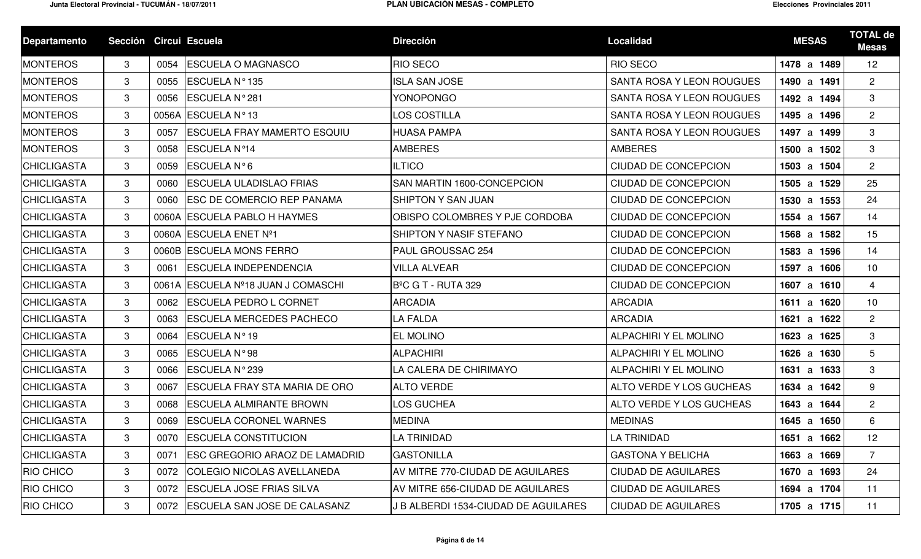| Departamento | Sección | Circui | Escuela | Dirección | Localidad | MESAS | TOTAL de Mesas |
|---|---|---|---|---|---|---|---|
| MONTEROS | 3 | 0054 | ESCUELA O MAGNASCO | RIO SECO | RIO SECO | **1478** a **1489** | 12 |
| MONTEROS | 3 | 0055 | ESCUELA N° 135 | ISLA SAN JOSE | SANTA ROSA Y LEON ROUGUES | **1490** a **1491** | 2 |
| MONTEROS | 3 | 0056 | ESCUELA N° 281 | YONOPONGO | SANTA ROSA Y LEON ROUGUES | **1492** a **1494** | 3 |
| MONTEROS | 3 | 0056A | ESCUELA N° 13 | LOS COSTILLA | SANTA ROSA Y LEON ROUGUES | **1495** a **1496** | 2 |
| MONTEROS | 3 | 0057 | ESCUELA FRAY MAMERTO ESQUIU | HUASA PAMPA | SANTA ROSA Y LEON ROUGUES | **1497** a **1499** | 3 |
| MONTEROS | 3 | 0058 | ESCUELA N°14 | AMBERES | AMBERES | **1500** a **1502** | 3 |
| CHICLIGASTA | 3 | 0059 | ESCUELA N° 6 | ILTICO | CIUDAD DE CONCEPCION | **1503** a **1504** | 2 |
| CHICLIGASTA | 3 | 0060 | ESCUELA ULADISLAO FRIAS | SAN MARTIN 1600-CONCEPCION | CIUDAD DE CONCEPCION | **1505** a **1529** | 25 |
| CHICLIGASTA | 3 | 0060 | ESC DE COMERCIO REP PANAMA | SHIPTON Y SAN JUAN | CIUDAD DE CONCEPCION | **1530** a **1553** | 24 |
| CHICLIGASTA | 3 | 0060A | ESCUELA PABLO H HAYMES | OBISPO COLOMBRES Y PJE CORDOBA | CIUDAD DE CONCEPCION | **1554** a **1567** | 14 |
| CHICLIGASTA | 3 | 0060A | ESCUELA ENET Nº1 | SHIPTON Y NASIF STEFANO | CIUDAD DE CONCEPCION | **1568** a **1582** | 15 |
| CHICLIGASTA | 3 | 0060B | ESCUELA MONS FERRO | PAUL GROUSSAC 254 | CIUDAD DE CONCEPCION | **1583** a **1596** | 14 |
| CHICLIGASTA | 3 | 0061 | ESCUELA INDEPENDENCIA | VILLA ALVEAR | CIUDAD DE CONCEPCION | **1597** a **1606** | 10 |
| CHICLIGASTA | 3 | 0061A | ESCUELA Nº18 JUAN J COMASCHI | BºC G T - RUTA 329 | CIUDAD DE CONCEPCION | **1607** a **1610** | 4 |
| CHICLIGASTA | 3 | 0062 | ESCUELA PEDRO L CORNET | ARCADIA | ARCADIA | **1611** a **1620** | 10 |
| CHICLIGASTA | 3 | 0063 | ESCUELA MERCEDES PACHECO | LA FALDA | ARCADIA | **1621** a **1622** | 2 |
| CHICLIGASTA | 3 | 0064 | ESCUELA N° 19 | EL MOLINO | ALPACHIRI Y EL MOLINO | **1623** a **1625** | 3 |
| CHICLIGASTA | 3 | 0065 | ESCUELA N° 98 | ALPACHIRI | ALPACHIRI Y EL MOLINO | **1626** a **1630** | 5 |
| CHICLIGASTA | 3 | 0066 | ESCUELA N° 239 | LA CALERA DE CHIRIMAYO | ALPACHIRI Y EL MOLINO | **1631** a **1633** | 3 |
| CHICLIGASTA | 3 | 0067 | ESCUELA FRAY STA MARIA DE ORO | ALTO VERDE | ALTO VERDE Y LOS GUCHEAS | **1634** a **1642** | 9 |
| CHICLIGASTA | 3 | 0068 | ESCUELA ALMIRANTE BROWN | LOS GUCHEA | ALTO VERDE Y LOS GUCHEAS | **1643** a **1644** | 2 |
| CHICLIGASTA | 3 | 0069 | ESCUELA CORONEL WARNES | MEDINA | MEDINAS | **1645** a **1650** | 6 |
| CHICLIGASTA | 3 | 0070 | ESCUELA CONSTITUCION | LA TRINIDAD | LA TRINIDAD | **1651** a **1662** | 12 |
| CHICLIGASTA | 3 | 0071 | ESC GREGORIO ARAOZ DE LAMADRID | GASTONILLA | GASTONA Y BELICHA | **1663** a **1669** | 7 |
| RIO CHICO | 3 | 0072 | COLEGIO NICOLAS AVELLANEDA | AV MITRE 770-CIUDAD DE AGUILARES | CIUDAD DE AGUILARES | **1670** a **1693** | 24 |
| RIO CHICO | 3 | 0072 | ESCUELA JOSE FRIAS SILVA | AV MITRE 656-CIUDAD DE AGUILARES | CIUDAD DE AGUILARES | **1694** a **1704** | 11 |
| RIO CHICO | 3 | 0072 | ESCUELA SAN JOSE DE CALASANZ | J B ALBERDI 1534-CIUDAD DE AGUILARES | CIUDAD DE AGUILARES | **1705** a **1715** | 11 |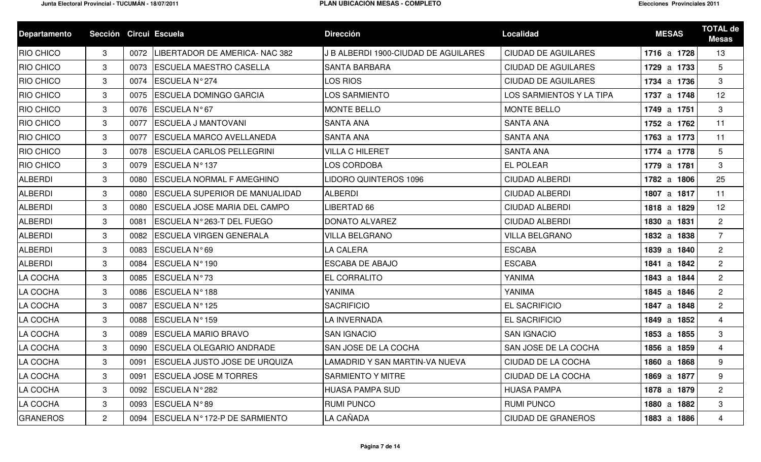| Departamento | Sección | Circui | Escuela | Dirección | Localidad | MESAS | TOTAL de Mesas |
|---|---|---|---|---|---|---|---|
| RIO CHICO | 3 | 0072 | LIBERTADOR DE AMERICA- NAC 382 | J B ALBERDI 1900-CIUDAD DE AGUILARES | CIUDAD DE AGUILARES | **1716** a **1728** | 13 |
| RIO CHICO | 3 | 0073 | ESCUELA MAESTRO CASELLA | SANTA BARBARA | CIUDAD DE AGUILARES | **1729** a **1733** | 5 |
| RIO CHICO | 3 | 0074 | ESCUELA N° 274 | LOS RIOS | CIUDAD DE AGUILARES | **1734** a **1736** | 3 |
| RIO CHICO | 3 | 0075 | ESCUELA DOMINGO GARCIA | LOS SARMIENTO | LOS SARMIENTOS Y LA TIPA | **1737** a **1748** | 12 |
| RIO CHICO | 3 | 0076 | ESCUELA N° 67 | MONTE BELLO | MONTE BELLO | **1749** a **1751** | 3 |
| RIO CHICO | 3 | 0077 | ESCUELA J MANTOVANI | SANTA ANA | SANTA ANA | **1752** a **1762** | 11 |
| RIO CHICO | 3 | 0077 | ESCUELA MARCO AVELLANEDA | SANTA ANA | SANTA ANA | **1763** a **1773** | 11 |
| RIO CHICO | 3 | 0078 | ESCUELA CARLOS PELLEGRINI | VILLA C HILERET | SANTA ANA | **1774** a **1778** | 5 |
| RIO CHICO | 3 | 0079 | ESCUELA N° 137 | LOS CORDOBA | EL POLEAR | **1779** a **1781** | 3 |
| ALBERDI | 3 | 0080 | ESCUELA NORMAL F AMEGHINO | LIDORO QUINTEROS 1096 | CIUDAD ALBERDI | **1782** a **1806** | 25 |
| ALBERDI | 3 | 0080 | ESCUELA SUPERIOR DE MANUALIDAD | ALBERDI | CIUDAD ALBERDI | **1807** a **1817** | 11 |
| ALBERDI | 3 | 0080 | ESCUELA JOSE MARIA DEL CAMPO | LIBERTAD 66 | CIUDAD ALBERDI | **1818** a **1829** | 12 |
| ALBERDI | 3 | 0081 | ESCUELA N° 263-T DEL FUEGO | DONATO ALVAREZ | CIUDAD ALBERDI | **1830** a **1831** | 2 |
| ALBERDI | 3 | 0082 | ESCUELA VIRGEN GENERALA | VILLA BELGRANO | VILLA BELGRANO | **1832** a **1838** | 7 |
| ALBERDI | 3 | 0083 | ESCUELA N° 69 | LA CALERA | ESCABA | **1839** a **1840** | 2 |
| ALBERDI | 3 | 0084 | ESCUELA N° 190 | ESCABA DE ABAJO | ESCABA | **1841** a **1842** | 2 |
| LA COCHA | 3 | 0085 | ESCUELA N° 73 | EL CORRALITO | YANIMA | **1843** a **1844** | 2 |
| LA COCHA | 3 | 0086 | ESCUELA N° 188 | YANIMA | YANIMA | **1845** a **1846** | 2 |
| LA COCHA | 3 | 0087 | ESCUELA N° 125 | SACRIFICIO | EL SACRIFICIO | **1847** a **1848** | 2 |
| LA COCHA | 3 | 0088 | ESCUELA N° 159 | LA INVERNADA | EL SACRIFICIO | **1849** a **1852** | 4 |
| LA COCHA | 3 | 0089 | ESCUELA MARIO BRAVO | SAN IGNACIO | SAN IGNACIO | **1853** a **1855** | 3 |
| LA COCHA | 3 | 0090 | ESCUELA OLEGARIO ANDRADE | SAN JOSE DE LA COCHA | SAN JOSE DE LA COCHA | **1856** a **1859** | 4 |
| LA COCHA | 3 | 0091 | ESCUELA JUSTO JOSE DE URQUIZA | LAMADRID Y SAN MARTIN-VA NUEVA | CIUDAD DE LA COCHA | **1860** a **1868** | 9 |
| LA COCHA | 3 | 0091 | ESCUELA JOSE M TORRES | SARMIENTO Y MITRE | CIUDAD DE LA COCHA | **1869** a **1877** | 9 |
| LA COCHA | 3 | 0092 | ESCUELA N° 282 | HUASA PAMPA SUD | HUASA PAMPA | **1878** a **1879** | 2 |
| LA COCHA | 3 | 0093 | ESCUELA N° 89 | RUMI PUNCO | RUMI PUNCO | **1880** a **1882** | 3 |
| GRANEROS | 2 | 0094 | ESCUELA N° 172-P DE SARMIENTO | LA CAÑADA | CIUDAD DE GRANEROS | **1883** a **1886** | 4 |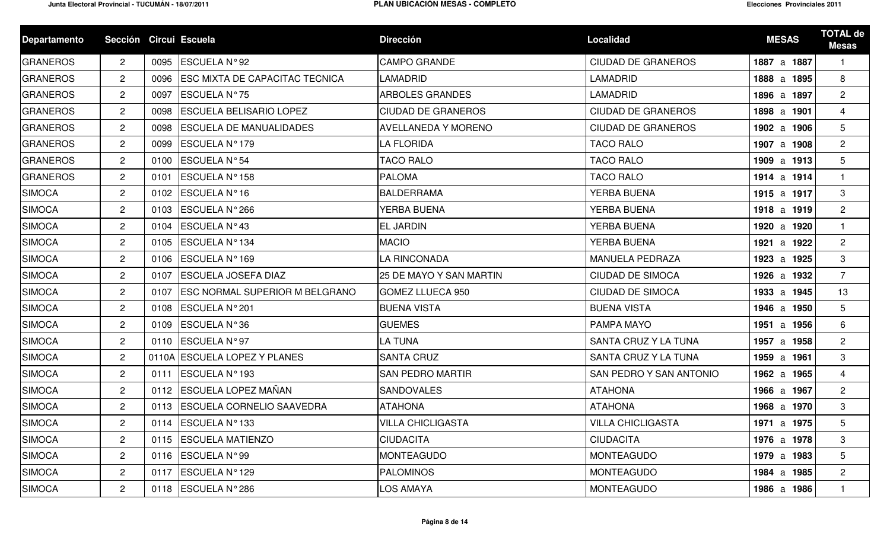| Departamento | Sección | Circui | Escuela | Dirección | Localidad | MESAS | TOTAL de Mesas |
|---|---|---|---|---|---|---|---|
| GRANEROS | 2 | 0095 | ESCUELA N° 92 | CAMPO GRANDE | CIUDAD DE GRANEROS | **1887** a **1887** | 1 |
| GRANEROS | 2 | 0096 | ESC MIXTA DE CAPACITAC TECNICA | LAMADRID | LAMADRID | **1888** a **1895** | 8 |
| GRANEROS | 2 | 0097 | ESCUELA N° 75 | ARBOLES GRANDES | LAMADRID | **1896** a **1897** | 2 |
| GRANEROS | 2 | 0098 | ESCUELA BELISARIO LOPEZ | CIUDAD DE GRANEROS | CIUDAD DE GRANEROS | **1898** a **1901** | 4 |
| GRANEROS | 2 | 0098 | ESCUELA DE MANUALIDADES | AVELLANEDA Y MORENO | CIUDAD DE GRANEROS | **1902** a **1906** | 5 |
| GRANEROS | 2 | 0099 | ESCUELA N° 179 | LA FLORIDA | TACO RALO | **1907** a **1908** | 2 |
| GRANEROS | 2 | 0100 | ESCUELA N° 54 | TACO RALO | TACO RALO | **1909** a **1913** | 5 |
| GRANEROS | 2 | 0101 | ESCUELA N° 158 | PALOMA | TACO RALO | **1914** a **1914** | 1 |
| SIMOCA | 2 | 0102 | ESCUELA N° 16 | BALDERRAMA | YERBA BUENA | **1915** a **1917** | 3 |
| SIMOCA | 2 | 0103 | ESCUELA N° 266 | YERBA BUENA | YERBA BUENA | **1918** a **1919** | 2 |
| SIMOCA | 2 | 0104 | ESCUELA N° 43 | EL JARDIN | YERBA BUENA | **1920** a **1920** | 1 |
| SIMOCA | 2 | 0105 | ESCUELA N° 134 | MACIO | YERBA BUENA | **1921** a **1922** | 2 |
| SIMOCA | 2 | 0106 | ESCUELA N° 169 | LA RINCONADA | MANUELA PEDRAZA | **1923** a **1925** | 3 |
| SIMOCA | 2 | 0107 | ESCUELA JOSEFA DIAZ | 25 DE MAYO Y SAN MARTIN | CIUDAD DE SIMOCA | **1926** a **1932** | 7 |
| SIMOCA | 2 | 0107 | ESC NORMAL SUPERIOR M BELGRANO | GOMEZ LLUECA 950 | CIUDAD DE SIMOCA | **1933** a **1945** | 13 |
| SIMOCA | 2 | 0108 | ESCUELA N° 201 | BUENA VISTA | BUENA VISTA | **1946** a **1950** | 5 |
| SIMOCA | 2 | 0109 | ESCUELA N° 36 | GUEMES | PAMPA MAYO | **1951** a **1956** | 6 |
| SIMOCA | 2 | 0110 | ESCUELA N° 97 | LA TUNA | SANTA CRUZ Y LA TUNA | **1957** a **1958** | 2 |
| SIMOCA | 2 | 0110A | ESCUELA LOPEZ Y PLANES | SANTA CRUZ | SANTA CRUZ Y LA TUNA | **1959** a **1961** | 3 |
| SIMOCA | 2 | 0111 | ESCUELA N° 193 | SAN PEDRO MARTIR | SAN PEDRO Y SAN ANTONIO | **1962** a **1965** | 4 |
| SIMOCA | 2 | 0112 | ESCUELA LOPEZ MAÑAN | SANDOVALES | ATAHONA | **1966** a **1967** | 2 |
| SIMOCA | 2 | 0113 | ESCUELA CORNELIO SAAVEDRA | ATAHONA | ATAHONA | **1968** a **1970** | 3 |
| SIMOCA | 2 | 0114 | ESCUELA N° 133 | VILLA CHICLIGASTA | VILLA CHICLIGASTA | **1971** a **1975** | 5 |
| SIMOCA | 2 | 0115 | ESCUELA MATIENZO | CIUDACITA | CIUDACITA | **1976** a **1978** | 3 |
| SIMOCA | 2 | 0116 | ESCUELA N° 99 | MONTEAGUDO | MONTEAGUDO | **1979** a **1983** | 5 |
| SIMOCA | 2 | 0117 | ESCUELA N° 129 | PALOMINOS | MONTEAGUDO | **1984** a **1985** | 2 |
| SIMOCA | 2 | 0118 | ESCUELA N° 286 | LOS AMAYA | MONTEAGUDO | **1986** a **1986** | 1 |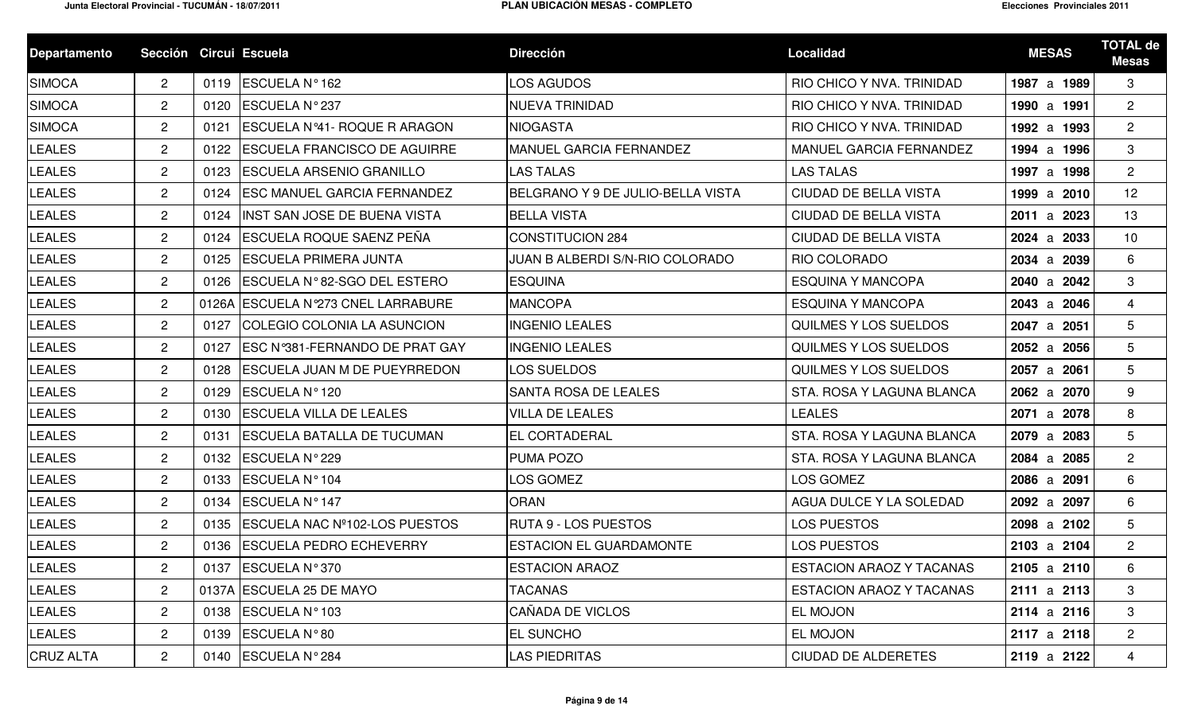| Departamento | Sección | Circui | Escuela | Dirección | Localidad | MESAS | TOTAL de Mesas |
|---|---|---|---|---|---|---|---|
| SIMOCA | 2 | 0119 | ESCUELA N° 162 | LOS AGUDOS | RIO CHICO Y NVA. TRINIDAD | **1987** a **1989** | 3 |
| SIMOCA | 2 | 0120 | ESCUELA N° 237 | NUEVA TRINIDAD | RIO CHICO Y NVA. TRINIDAD | **1990** a **1991** | 2 |
| SIMOCA | 2 | 0121 | ESCUELA N°41- ROQUE R ARAGON | NIOGASTA | RIO CHICO Y NVA. TRINIDAD | **1992** a **1993** | 2 |
| LEALES | 2 | 0122 | ESCUELA FRANCISCO DE AGUIRRE | MANUEL GARCIA FERNANDEZ | MANUEL GARCIA FERNANDEZ | **1994** a **1996** | 3 |
| LEALES | 2 | 0123 | ESCUELA ARSENIO GRANILLO | LAS TALAS | LAS TALAS | **1997** a **1998** | 2 |
| LEALES | 2 | 0124 | ESC MANUEL GARCIA FERNANDEZ | BELGRANO Y 9 DE JULIO-BELLA VISTA | CIUDAD DE BELLA VISTA | **1999** a **2010** | 12 |
| LEALES | 2 | 0124 | INST SAN JOSE DE BUENA VISTA | BELLA VISTA | CIUDAD DE BELLA VISTA | **2011** a **2023** | 13 |
| LEALES | 2 | 0124 | ESCUELA ROQUE SAENZ PEÑA | CONSTITUCION 284 | CIUDAD DE BELLA VISTA | **2024** a **2033** | 10 |
| LEALES | 2 | 0125 | ESCUELA PRIMERA JUNTA | JUAN B ALBERDI S/N-RIO COLORADO | RIO COLORADO | **2034** a **2039** | 6 |
| LEALES | 2 | 0126 | ESCUELA N° 82-SGO DEL ESTERO | ESQUINA | ESQUINA Y MANCOPA | **2040** a **2042** | 3 |
| LEALES | 2 | 0126A | ESCUELA N°273 CNEL LARRABURE | MANCOPA | ESQUINA Y MANCOPA | **2043** a **2046** | 4 |
| LEALES | 2 | 0127 | COLEGIO COLONIA LA ASUNCION | INGENIO LEALES | QUILMES Y LOS SUELDOS | **2047** a **2051** | 5 |
| LEALES | 2 | 0127 | ESC N°381-FERNANDO DE PRAT GAY | INGENIO LEALES | QUILMES Y LOS SUELDOS | **2052** a **2056** | 5 |
| LEALES | 2 | 0128 | ESCUELA JUAN M DE PUEYRREDON | LOS SUELDOS | QUILMES Y LOS SUELDOS | **2057** a **2061** | 5 |
| LEALES | 2 | 0129 | ESCUELA N° 120 | SANTA ROSA DE LEALES | STA. ROSA Y LAGUNA BLANCA | **2062** a **2070** | 9 |
| LEALES | 2 | 0130 | ESCUELA VILLA DE LEALES | VILLA DE LEALES | LEALES | **2071** a **2078** | 8 |
| LEALES | 2 | 0131 | ESCUELA BATALLA DE TUCUMAN | EL CORTADERAL | STA. ROSA Y LAGUNA BLANCA | **2079** a **2083** | 5 |
| LEALES | 2 | 0132 | ESCUELA N° 229 | PUMA POZO | STA. ROSA Y LAGUNA BLANCA | **2084** a **2085** | 2 |
| LEALES | 2 | 0133 | ESCUELA N° 104 | LOS GOMEZ | LOS GOMEZ | **2086** a **2091** | 6 |
| LEALES | 2 | 0134 | ESCUELA N° 147 | ORAN | AGUA DULCE Y LA SOLEDAD | **2092** a **2097** | 6 |
| LEALES | 2 | 0135 | ESCUELA NAC Nº102-LOS PUESTOS | RUTA 9 - LOS PUESTOS | LOS PUESTOS | **2098** a **2102** | 5 |
| LEALES | 2 | 0136 | ESCUELA PEDRO ECHEVERRY | ESTACION EL GUARDAMONTE | LOS PUESTOS | **2103** a **2104** | 2 |
| LEALES | 2 | 0137 | ESCUELA N° 370 | ESTACION ARAOZ | ESTACION ARAOZ Y TACANAS | **2105** a **2110** | 6 |
| LEALES | 2 | 0137A | ESCUELA 25 DE MAYO | TACANAS | ESTACION ARAOZ Y TACANAS | **2111** a **2113** | 3 |
| LEALES | 2 | 0138 | ESCUELA N° 103 | CAÑADA DE VICLOS | EL MOJON | **2114** a **2116** | 3 |
| LEALES | 2 | 0139 | ESCUELA N° 80 | EL SUNCHO | EL MOJON | **2117** a **2118** | 2 |
| CRUZ ALTA | 2 | 0140 | ESCUELA N° 284 | LAS PIEDRITAS | CIUDAD DE ALDERETES | **2119** a **2122** | 4 |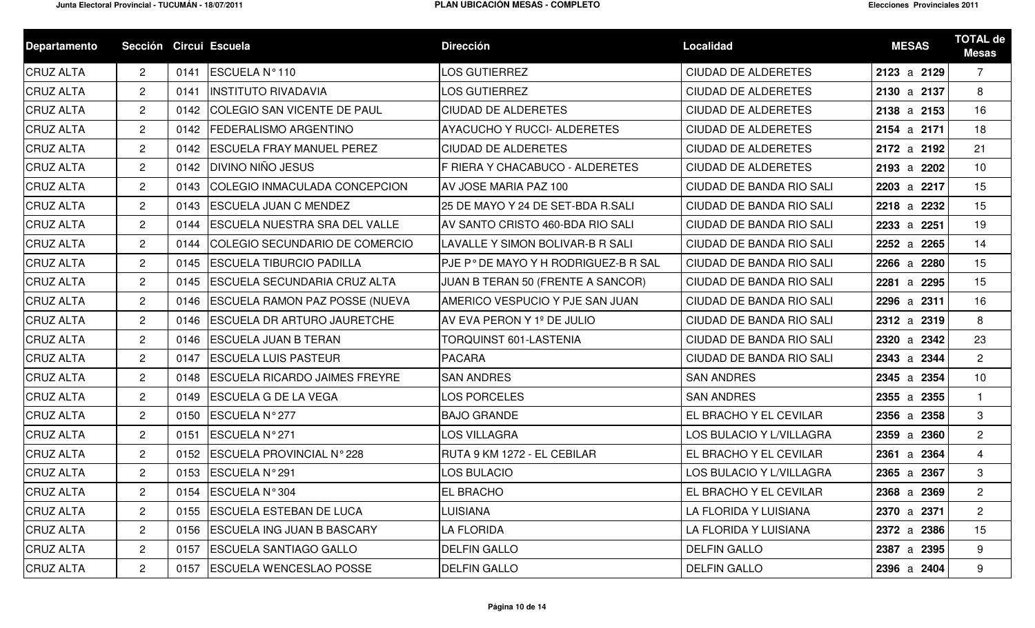| Departamento | Sección | Circui | Escuela | Dirección | Localidad | MESAS | TOTAL de Mesas |
|---|---|---|---|---|---|---|---|
| CRUZ ALTA | 2 | 0141 | ESCUELA N° 110 | LOS GUTIERREZ | CIUDAD DE ALDERETES | **2123** a **2129** | 7 |
| CRUZ ALTA | 2 | 0141 | INSTITUTO RIVADAVIA | LOS GUTIERREZ | CIUDAD DE ALDERETES | **2130** a **2137** | 8 |
| CRUZ ALTA | 2 | 0142 | COLEGIO SAN VICENTE DE PAUL | CIUDAD DE ALDERETES | CIUDAD DE ALDERETES | **2138** a **2153** | 16 |
| CRUZ ALTA | 2 | 0142 | FEDERALISMO ARGENTINO | AYACUCHO Y RUCCI- ALDERETES | CIUDAD DE ALDERETES | **2154** a **2171** | 18 |
| CRUZ ALTA | 2 | 0142 | ESCUELA FRAY MANUEL PEREZ | CIUDAD DE ALDERETES | CIUDAD DE ALDERETES | **2172** a **2192** | 21 |
| CRUZ ALTA | 2 | 0142 | DIVINO NIÑO JESUS | F RIERA Y CHACABUCO - ALDERETES | CIUDAD DE ALDERETES | **2193** a **2202** | 10 |
| CRUZ ALTA | 2 | 0143 | COLEGIO INMACULADA CONCEPCION | AV JOSE MARIA PAZ 100 | CIUDAD DE BANDA RIO SALI | **2203** a **2217** | 15 |
| CRUZ ALTA | 2 | 0143 | ESCUELA JUAN C MENDEZ | 25 DE MAYO Y 24 DE SET-BDA R.SALI | CIUDAD DE BANDA RIO SALI | **2218** a **2232** | 15 |
| CRUZ ALTA | 2 | 0144 | ESCUELA NUESTRA SRA DEL VALLE | AV SANTO CRISTO 460-BDA RIO SALI | CIUDAD DE BANDA RIO SALI | **2233** a **2251** | 19 |
| CRUZ ALTA | 2 | 0144 | COLEGIO SECUNDARIO DE COMERCIO | LAVALLE Y SIMON BOLIVAR-B R SALI | CIUDAD DE BANDA RIO SALI | **2252** a **2265** | 14 |
| CRUZ ALTA | 2 | 0145 | ESCUELA TIBURCIO PADILLA | PJE P° DE MAYO Y H RODRIGUEZ-B R SAL | CIUDAD DE BANDA RIO SALI | **2266** a **2280** | 15 |
| CRUZ ALTA | 2 | 0145 | ESCUELA SECUNDARIA CRUZ ALTA | JUAN B TERAN 50 (FRENTE A SANCOR) | CIUDAD DE BANDA RIO SALI | **2281** a **2295** | 15 |
| CRUZ ALTA | 2 | 0146 | ESCUELA RAMON PAZ POSSE (NUEVA | AMERICO VESPUCIO Y PJE SAN JUAN | CIUDAD DE BANDA RIO SALI | **2296** a **2311** | 16 |
| CRUZ ALTA | 2 | 0146 | ESCUELA DR ARTURO JAURETCHE | AV EVA PERON Y 1º DE JULIO | CIUDAD DE BANDA RIO SALI | **2312** a **2319** | 8 |
| CRUZ ALTA | 2 | 0146 | ESCUELA JUAN B TERAN | TORQUINST 601-LASTENIA | CIUDAD DE BANDA RIO SALI | **2320** a **2342** | 23 |
| CRUZ ALTA | 2 | 0147 | ESCUELA LUIS PASTEUR | PACARA | CIUDAD DE BANDA RIO SALI | **2343** a **2344** | 2 |
| CRUZ ALTA | 2 | 0148 | ESCUELA RICARDO JAIMES FREYRE | SAN ANDRES | SAN ANDRES | **2345** a **2354** | 10 |
| CRUZ ALTA | 2 | 0149 | ESCUELA G DE LA VEGA | LOS PORCELES | SAN ANDRES | **2355** a **2355** | 1 |
| CRUZ ALTA | 2 | 0150 | ESCUELA N° 277 | BAJO GRANDE | EL BRACHO Y EL CEVILAR | **2356** a **2358** | 3 |
| CRUZ ALTA | 2 | 0151 | ESCUELA N° 271 | LOS VILLAGRA | LOS BULACIO Y L/VILLAGRA | **2359** a **2360** | 2 |
| CRUZ ALTA | 2 | 0152 | ESCUELA PROVINCIAL N° 228 | RUTA 9 KM 1272 - EL CEBILAR | EL BRACHO Y EL CEVILAR | **2361** a **2364** | 4 |
| CRUZ ALTA | 2 | 0153 | ESCUELA N° 291 | LOS BULACIO | LOS BULACIO Y L/VILLAGRA | **2365** a **2367** | 3 |
| CRUZ ALTA | 2 | 0154 | ESCUELA N° 304 | EL BRACHO | EL BRACHO Y EL CEVILAR | **2368** a **2369** | 2 |
| CRUZ ALTA | 2 | 0155 | ESCUELA ESTEBAN DE LUCA | LUISIANA | LA FLORIDA Y LUISIANA | **2370** a **2371** | 2 |
| CRUZ ALTA | 2 | 0156 | ESCUELA ING JUAN B BASCARY | LA FLORIDA | LA FLORIDA Y LUISIANA | **2372** a **2386** | 15 |
| CRUZ ALTA | 2 | 0157 | ESCUELA SANTIAGO GALLO | DELFIN GALLO | DELFIN GALLO | **2387** a **2395** | 9 |
| CRUZ ALTA | 2 | 0157 | ESCUELA WENCESLAO POSSE | DELFIN GALLO | DELFIN GALLO | **2396** a **2404** | 9 |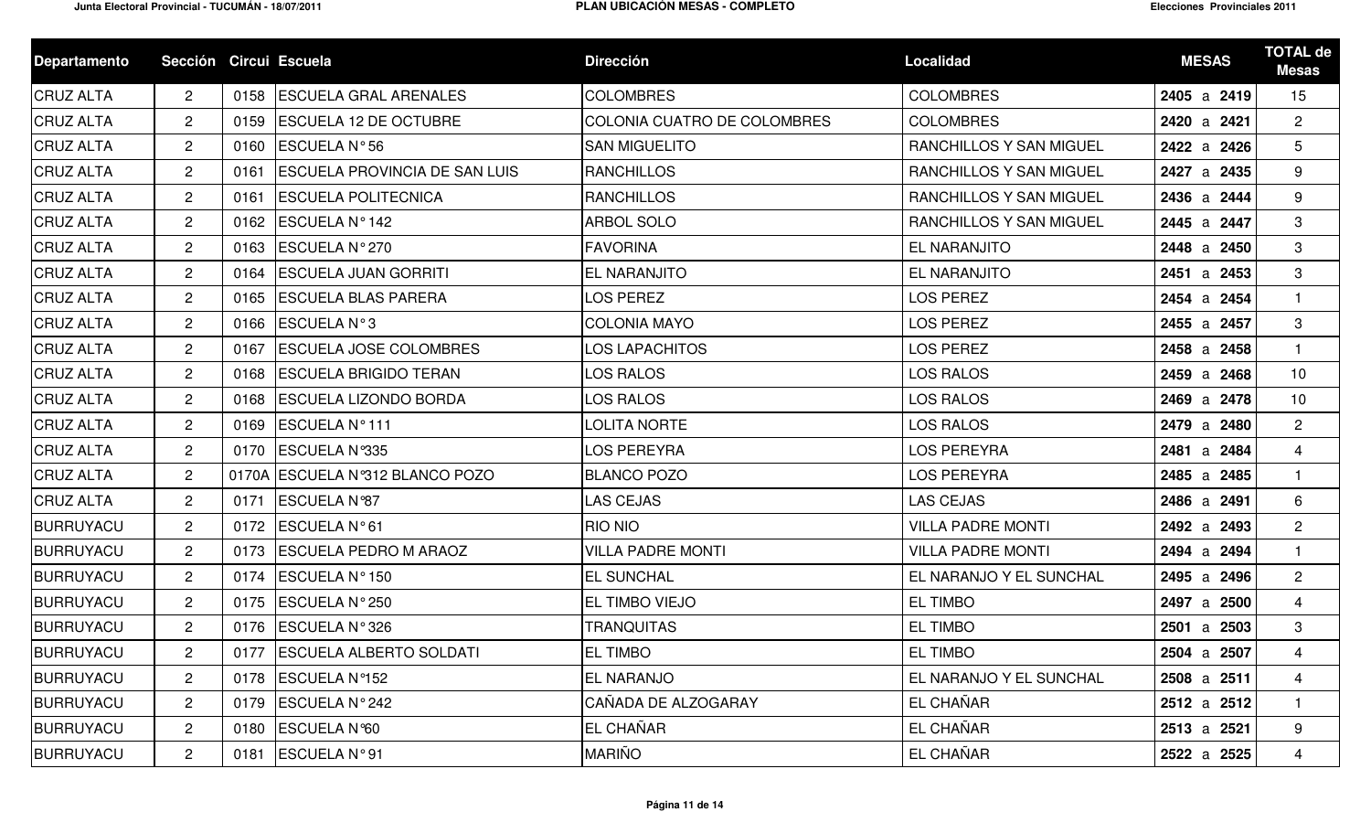| Departamento | Sección | Circui | Escuela | Dirección | Localidad | MESAS | TOTAL de Mesas |
|---|---|---|---|---|---|---|---|
| CRUZ ALTA | 2 | 0158 | ESCUELA GRAL ARENALES | COLOMBRES | COLOMBRES | **2405** a **2419** | 15 |
| CRUZ ALTA | 2 | 0159 | ESCUELA 12 DE OCTUBRE | COLONIA CUATRO DE COLOMBRES | COLOMBRES | **2420** a **2421** | 2 |
| CRUZ ALTA | 2 | 0160 | ESCUELA N° 56 | SAN MIGUELITO | RANCHILLOS Y SAN MIGUEL | **2422** a **2426** | 5 |
| CRUZ ALTA | 2 | 0161 | ESCUELA PROVINCIA DE SAN LUIS | RANCHILLOS | RANCHILLOS Y SAN MIGUEL | **2427** a **2435** | 9 |
| CRUZ ALTA | 2 | 0161 | ESCUELA POLITECNICA | RANCHILLOS | RANCHILLOS Y SAN MIGUEL | **2436** a **2444** | 9 |
| CRUZ ALTA | 2 | 0162 | ESCUELA N° 142 | ARBOL SOLO | RANCHILLOS Y SAN MIGUEL | **2445** a **2447** | 3 |
| CRUZ ALTA | 2 | 0163 | ESCUELA N° 270 | FAVORINA | EL NARANJITO | **2448** a **2450** | 3 |
| CRUZ ALTA | 2 | 0164 | ESCUELA JUAN GORRITI | EL NARANJITO | EL NARANJITO | **2451** a **2453** | 3 |
| CRUZ ALTA | 2 | 0165 | ESCUELA BLAS PARERA | LOS PEREZ | LOS PEREZ | **2454** a **2454** | 1 |
| CRUZ ALTA | 2 | 0166 | ESCUELA N° 3 | COLONIA MAYO | LOS PEREZ | **2455** a **2457** | 3 |
| CRUZ ALTA | 2 | 0167 | ESCUELA JOSE COLOMBRES | LOS LAPACHITOS | LOS PEREZ | **2458** a **2458** | 1 |
| CRUZ ALTA | 2 | 0168 | ESCUELA BRIGIDO TERAN | LOS RALOS | LOS RALOS | **2459** a **2468** | 10 |
| CRUZ ALTA | 2 | 0168 | ESCUELA LIZONDO BORDA | LOS RALOS | LOS RALOS | **2469** a **2478** | 10 |
| CRUZ ALTA | 2 | 0169 | ESCUELA N° 111 | LOLITA NORTE | LOS RALOS | **2479** a **2480** | 2 |
| CRUZ ALTA | 2 | 0170 | ESCUELA N°335 | LOS PEREYRA | LOS PEREYRA | **2481** a **2484** | 4 |
| CRUZ ALTA | 2 | 0170A | ESCUELA N°312 BLANCO POZO | BLANCO POZO | LOS PEREYRA | **2485** a **2485** | 1 |
| CRUZ ALTA | 2 | 0171 | ESCUELA N°87 | LAS CEJAS | LAS CEJAS | **2486** a **2491** | 6 |
| BURRUYACU | 2 | 0172 | ESCUELA N° 61 | RIO NIO | VILLA PADRE MONTI | **2492** a **2493** | 2 |
| BURRUYACU | 2 | 0173 | ESCUELA PEDRO M ARAOZ | VILLA PADRE MONTI | VILLA PADRE MONTI | **2494** a **2494** | 1 |
| BURRUYACU | 2 | 0174 | ESCUELA N° 150 | EL SUNCHAL | EL NARANJO Y EL SUNCHAL | **2495** a **2496** | 2 |
| BURRUYACU | 2 | 0175 | ESCUELA N° 250 | EL TIMBO VIEJO | EL TIMBO | **2497** a **2500** | 4 |
| BURRUYACU | 2 | 0176 | ESCUELA N° 326 | TRANQUITAS | EL TIMBO | **2501** a **2503** | 3 |
| BURRUYACU | 2 | 0177 | ESCUELA ALBERTO SOLDATI | EL TIMBO | EL TIMBO | **2504** a **2507** | 4 |
| BURRUYACU | 2 | 0178 | ESCUELA N°152 | EL NARANJO | EL NARANJO Y EL SUNCHAL | **2508** a **2511** | 4 |
| BURRUYACU | 2 | 0179 | ESCUELA N° 242 | CAÑADA DE ALZOGARAY | EL CHAÑAR | **2512** a **2512** | 1 |
| BURRUYACU | 2 | 0180 | ESCUELA N°60 | EL CHAÑAR | EL CHAÑAR | **2513** a **2521** | 9 |
| BURRUYACU | 2 | 0181 | ESCUELA N° 91 | MARIÑO | EL CHAÑAR | **2522** a **2525** | 4 |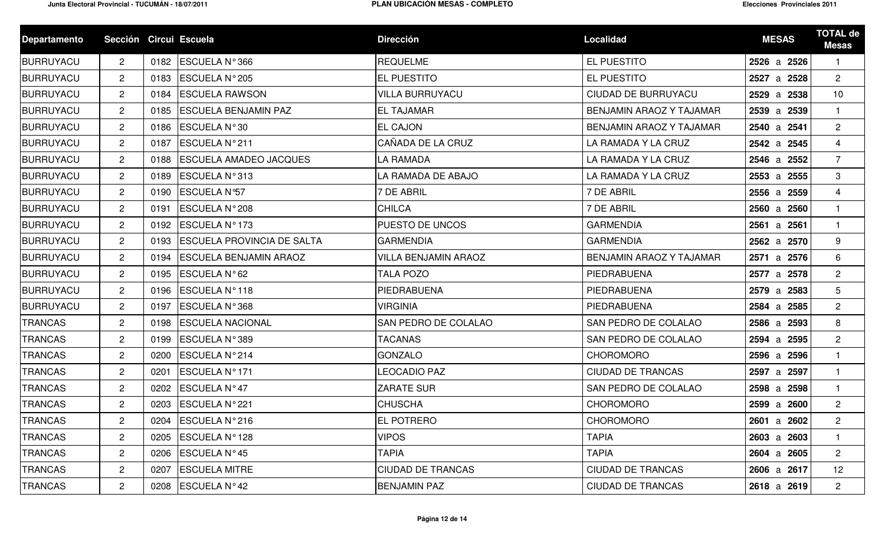| Departamento | Sección | Circui | Escuela | Dirección | Localidad | MESAS | TOTAL de Mesas |
|---|---|---|---|---|---|---|---|
| BURRUYACU | 2 | 0182 | ESCUELA N° 366 | REQUELME | EL PUESTITO | **2526** a **2526** | 1 |
| BURRUYACU | 2 | 0183 | ESCUELA N° 205 | EL PUESTITO | EL PUESTITO | **2527** a **2528** | 2 |
| BURRUYACU | 2 | 0184 | ESCUELA RAWSON | VILLA BURRUYACU | CIUDAD DE BURRUYACU | **2529** a **2538** | 10 |
| BURRUYACU | 2 | 0185 | ESCUELA BENJAMIN PAZ | EL TAJAMAR | BENJAMIN ARAOZ Y TAJAMAR | **2539** a **2539** | 1 |
| BURRUYACU | 2 | 0186 | ESCUELA N° 30 | EL CAJON | BENJAMIN ARAOZ Y TAJAMAR | **2540** a **2541** | 2 |
| BURRUYACU | 2 | 0187 | ESCUELA N° 211 | CAÑADA DE LA CRUZ | LA RAMADA Y LA CRUZ | **2542** a **2545** | 4 |
| BURRUYACU | 2 | 0188 | ESCUELA AMADEO JACQUES | LA RAMADA | LA RAMADA Y LA CRUZ | **2546** a **2552** | 7 |
| BURRUYACU | 2 | 0189 | ESCUELA N° 313 | LA RAMADA DE ABAJO | LA RAMADA Y LA CRUZ | **2553** a **2555** | 3 |
| BURRUYACU | 2 | 0190 | ESCUELA N°57 | 7 DE ABRIL | 7 DE ABRIL | **2556** a **2559** | 4 |
| BURRUYACU | 2 | 0191 | ESCUELA N° 208 | CHILCA | 7 DE ABRIL | **2560** a **2560** | 1 |
| BURRUYACU | 2 | 0192 | ESCUELA N° 173 | PUESTO DE UNCOS | GARMENDIA | **2561** a **2561** | 1 |
| BURRUYACU | 2 | 0193 | ESCUELA PROVINCIA DE SALTA | GARMENDIA | GARMENDIA | **2562** a **2570** | 9 |
| BURRUYACU | 2 | 0194 | ESCUELA BENJAMIN ARAOZ | VILLA BENJAMIN ARAOZ | BENJAMIN ARAOZ Y TAJAMAR | **2571** a **2576** | 6 |
| BURRUYACU | 2 | 0195 | ESCUELA N° 62 | TALA POZO | PIEDRABUENA | **2577** a **2578** | 2 |
| BURRUYACU | 2 | 0196 | ESCUELA N° 118 | PIEDRABUENA | PIEDRABUENA | **2579** a **2583** | 5 |
| BURRUYACU | 2 | 0197 | ESCUELA N° 368 | VIRGINIA | PIEDRABUENA | **2584** a **2585** | 2 |
| TRANCAS | 2 | 0198 | ESCUELA NACIONAL | SAN PEDRO DE COLALAO | SAN PEDRO DE COLALAO | **2586** a **2593** | 8 |
| TRANCAS | 2 | 0199 | ESCUELA N° 389 | TACANAS | SAN PEDRO DE COLALAO | **2594** a **2595** | 2 |
| TRANCAS | 2 | 0200 | ESCUELA N° 214 | GONZALO | CHOROMORO | **2596** a **2596** | 1 |
| TRANCAS | 2 | 0201 | ESCUELA N° 171 | LEOCADIO PAZ | CIUDAD DE TRANCAS | **2597** a **2597** | 1 |
| TRANCAS | 2 | 0202 | ESCUELA N° 47 | ZARATE SUR | SAN PEDRO DE COLALAO | **2598** a **2598** | 1 |
| TRANCAS | 2 | 0203 | ESCUELA N° 221 | CHUSCHA | CHOROMORO | **2599** a **2600** | 2 |
| TRANCAS | 2 | 0204 | ESCUELA N° 216 | EL POTRERO | CHOROMORO | **2601** a **2602** | 2 |
| TRANCAS | 2 | 0205 | ESCUELA N° 128 | VIPOS | TAPIA | **2603** a **2603** | 1 |
| TRANCAS | 2 | 0206 | ESCUELA N° 45 | TAPIA | TAPIA | **2604** a **2605** | 2 |
| TRANCAS | 2 | 0207 | ESCUELA MITRE | CIUDAD DE TRANCAS | CIUDAD DE TRANCAS | **2606** a **2617** | 12 |
| TRANCAS | 2 | 0208 | ESCUELA N° 42 | BENJAMIN PAZ | CIUDAD DE TRANCAS | **2618** a **2619** | 2 |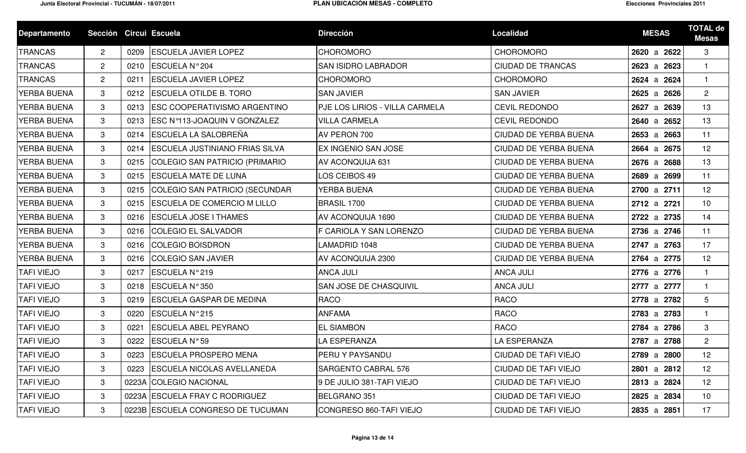| Departamento | Sección | Circui | Escuela | Dirección | Localidad | MESAS | TOTAL de Mesas |
|---|---|---|---|---|---|---|---|
| TRANCAS | 2 | 0209 | ESCUELA JAVIER LOPEZ | CHOROMORO | CHOROMORO | **2620** a **2622** | 3 |
| TRANCAS | 2 | 0210 | ESCUELA N° 204 | SAN ISIDRO LABRADOR | CIUDAD DE TRANCAS | **2623** a **2623** | 1 |
| TRANCAS | 2 | 0211 | ESCUELA JAVIER LOPEZ | CHOROMORO | CHOROMORO | **2624** a **2624** | 1 |
| YERBA BUENA | 3 | 0212 | ESCUELA OTILDE B. TORO | SAN JAVIER | SAN JAVIER | **2625** a **2626** | 2 |
| YERBA BUENA | 3 | 0213 | ESC COOPERATIVISMO ARGENTINO | PJE LOS LIRIOS - VILLA CARMELA | CEVIL REDONDO | **2627** a **2639** | 13 |
| YERBA BUENA | 3 | 0213 | ESC N°113-JOAQUIN V GONZALEZ | VILLA CARMELA | CEVIL REDONDO | **2640** a **2652** | 13 |
| YERBA BUENA | 3 | 0214 | ESCUELA LA SALOBREÑA | AV PERON 700 | CIUDAD DE YERBA BUENA | **2653** a **2663** | 11 |
| YERBA BUENA | 3 | 0214 | ESCUELA JUSTINIANO FRIAS SILVA | EX INGENIO SAN JOSE | CIUDAD DE YERBA BUENA | **2664** a **2675** | 12 |
| YERBA BUENA | 3 | 0215 | COLEGIO SAN PATRICIO (PRIMARIO | AV ACONQUIJA 631 | CIUDAD DE YERBA BUENA | **2676** a **2688** | 13 |
| YERBA BUENA | 3 | 0215 | ESCUELA MATE DE LUNA | LOS CEIBOS 49 | CIUDAD DE YERBA BUENA | **2689** a **2699** | 11 |
| YERBA BUENA | 3 | 0215 | COLEGIO SAN PATRICIO (SECUNDAR | YERBA BUENA | CIUDAD DE YERBA BUENA | **2700** a **2711** | 12 |
| YERBA BUENA | 3 | 0215 | ESCUELA DE COMERCIO M LILLO | BRASIL 1700 | CIUDAD DE YERBA BUENA | **2712** a **2721** | 10 |
| YERBA BUENA | 3 | 0216 | ESCUELA JOSE I THAMES | AV ACONQUIJA 1690 | CIUDAD DE YERBA BUENA | **2722** a **2735** | 14 |
| YERBA BUENA | 3 | 0216 | COLEGIO EL SALVADOR | F CARIOLA Y SAN LORENZO | CIUDAD DE YERBA BUENA | **2736** a **2746** | 11 |
| YERBA BUENA | 3 | 0216 | COLEGIO BOISDRON | LAMADRID 1048 | CIUDAD DE YERBA BUENA | **2747** a **2763** | 17 |
| YERBA BUENA | 3 | 0216 | COLEGIO SAN JAVIER | AV ACONQUIJA 2300 | CIUDAD DE YERBA BUENA | **2764** a **2775** | 12 |
| TAFI VIEJO | 3 | 0217 | ESCUELA N° 219 | ANCA JULI | ANCA JULI | **2776** a **2776** | 1 |
| TAFI VIEJO | 3 | 0218 | ESCUELA N° 350 | SAN JOSE DE CHASQUIVIL | ANCA JULI | **2777** a **2777** | 1 |
| TAFI VIEJO | 3 | 0219 | ESCUELA GASPAR DE MEDINA | RACO | RACO | **2778** a **2782** | 5 |
| TAFI VIEJO | 3 | 0220 | ESCUELA N° 215 | ANFAMA | RACO | **2783** a **2783** | 1 |
| TAFI VIEJO | 3 | 0221 | ESCUELA ABEL PEYRANO | EL SIAMBON | RACO | **2784** a **2786** | 3 |
| TAFI VIEJO | 3 | 0222 | ESCUELA N° 59 | LA ESPERANZA | LA ESPERANZA | **2787** a **2788** | 2 |
| TAFI VIEJO | 3 | 0223 | ESCUELA PROSPERO MENA | PERU Y PAYSANDU | CIUDAD DE TAFI VIEJO | **2789** a **2800** | 12 |
| TAFI VIEJO | 3 | 0223 | ESCUELA NICOLAS AVELLANEDA | SARGENTO CABRAL 576 | CIUDAD DE TAFI VIEJO | **2801** a **2812** | 12 |
| TAFI VIEJO | 3 | 0223A | COLEGIO NACIONAL | 9 DE JULIO 381-TAFI VIEJO | CIUDAD DE TAFI VIEJO | **2813** a **2824** | 12 |
| TAFI VIEJO | 3 | 0223A | ESCUELA FRAY C RODRIGUEZ | BELGRANO 351 | CIUDAD DE TAFI VIEJO | **2825** a **2834** | 10 |
| TAFI VIEJO | 3 | 0223B | ESCUELA CONGRESO DE TUCUMAN | CONGRESO 860-TAFI VIEJO | CIUDAD DE TAFI VIEJO | **2835** a **2851** | 17 |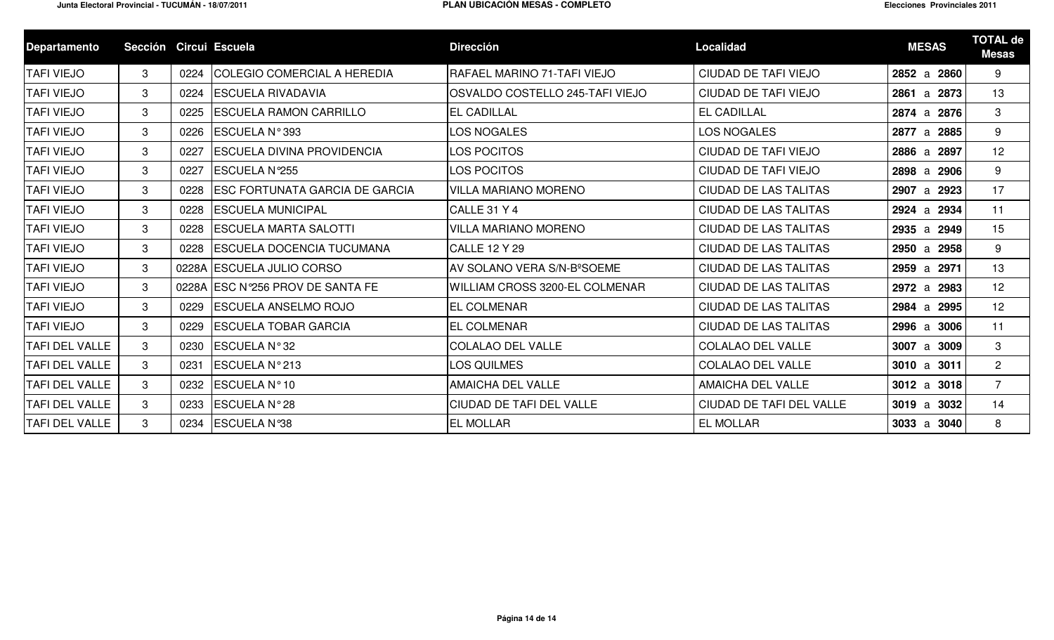| Departamento | Sección | Circui | Escuela | Dirección | Localidad | MESAS | TOTAL de Mesas |
|---|---|---|---|---|---|---|---|
| TAFI VIEJO | 3 | 0224 | COLEGIO COMERCIAL A HEREDIA | RAFAEL MARINO 71-TAFI VIEJO | CIUDAD DE TAFI VIEJO | **2852** a **2860** | 9 |
| TAFI VIEJO | 3 | 0224 | ESCUELA RIVADAVIA | OSVALDO COSTELLO 245-TAFI VIEJO | CIUDAD DE TAFI VIEJO | **2861** a **2873** | 13 |
| TAFI VIEJO | 3 | 0225 | ESCUELA RAMON CARRILLO | EL CADILLAL | EL CADILLAL | **2874** a **2876** | 3 |
| TAFI VIEJO | 3 | 0226 | ESCUELA N° 393 | LOS NOGALES | LOS NOGALES | **2877** a **2885** | 9 |
| TAFI VIEJO | 3 | 0227 | ESCUELA DIVINA PROVIDENCIA | LOS POCITOS | CIUDAD DE TAFI VIEJO | **2886** a **2897** | 12 |
| TAFI VIEJO | 3 | 0227 | ESCUELA N°255 | LOS POCITOS | CIUDAD DE TAFI VIEJO | **2898** a **2906** | 9 |
| TAFI VIEJO | 3 | 0228 | ESC FORTUNATA GARCIA DE GARCIA | VILLA MARIANO MORENO | CIUDAD DE LAS TALITAS | **2907** a **2923** | 17 |
| TAFI VIEJO | 3 | 0228 | ESCUELA MUNICIPAL | CALLE 31 Y 4 | CIUDAD DE LAS TALITAS | **2924** a **2934** | 11 |
| TAFI VIEJO | 3 | 0228 | ESCUELA MARTA SALOTTI | VILLA MARIANO MORENO | CIUDAD DE LAS TALITAS | **2935** a **2949** | 15 |
| TAFI VIEJO | 3 | 0228 | ESCUELA DOCENCIA TUCUMANA | CALLE 12 Y 29 | CIUDAD DE LAS TALITAS | **2950** a **2958** | 9 |
| TAFI VIEJO | 3 | 0228A | ESCUELA JULIO CORSO | AV SOLANO VERA S/N-BºSOEME | CIUDAD DE LAS TALITAS | **2959** a **2971** | 13 |
| TAFI VIEJO | 3 | 0228A | ESC N°256 PROV DE SANTA FE | WILLIAM CROSS 3200-EL COLMENAR | CIUDAD DE LAS TALITAS | **2972** a **2983** | 12 |
| TAFI VIEJO | 3 | 0229 | ESCUELA ANSELMO ROJO | EL COLMENAR | CIUDAD DE LAS TALITAS | **2984** a **2995** | 12 |
| TAFI VIEJO | 3 | 0229 | ESCUELA TOBAR GARCIA | EL COLMENAR | CIUDAD DE LAS TALITAS | **2996** a **3006** | 11 |
| TAFI DEL VALLE | 3 | 0230 | ESCUELA N° 32 | COLALAO DEL VALLE | COLALAO DEL VALLE | **3007** a **3009** | 3 |
| TAFI DEL VALLE | 3 | 0231 | ESCUELA N° 213 | LOS QUILMES | COLALAO DEL VALLE | **3010** a **3011** | 2 |
| TAFI DEL VALLE | 3 | 0232 | ESCUELA N° 10 | AMAICHA DEL VALLE | AMAICHA DEL VALLE | **3012** a **3018** | 7 |
| TAFI DEL VALLE | 3 | 0233 | ESCUELA N° 28 | CIUDAD DE TAFI DEL VALLE | CIUDAD DE TAFI DEL VALLE | **3019** a **3032** | 14 |
| TAFI DEL VALLE | 3 | 0234 | ESCUELA N°38 | EL MOLLAR | EL MOLLAR | **3033** a **3040** | 8 |